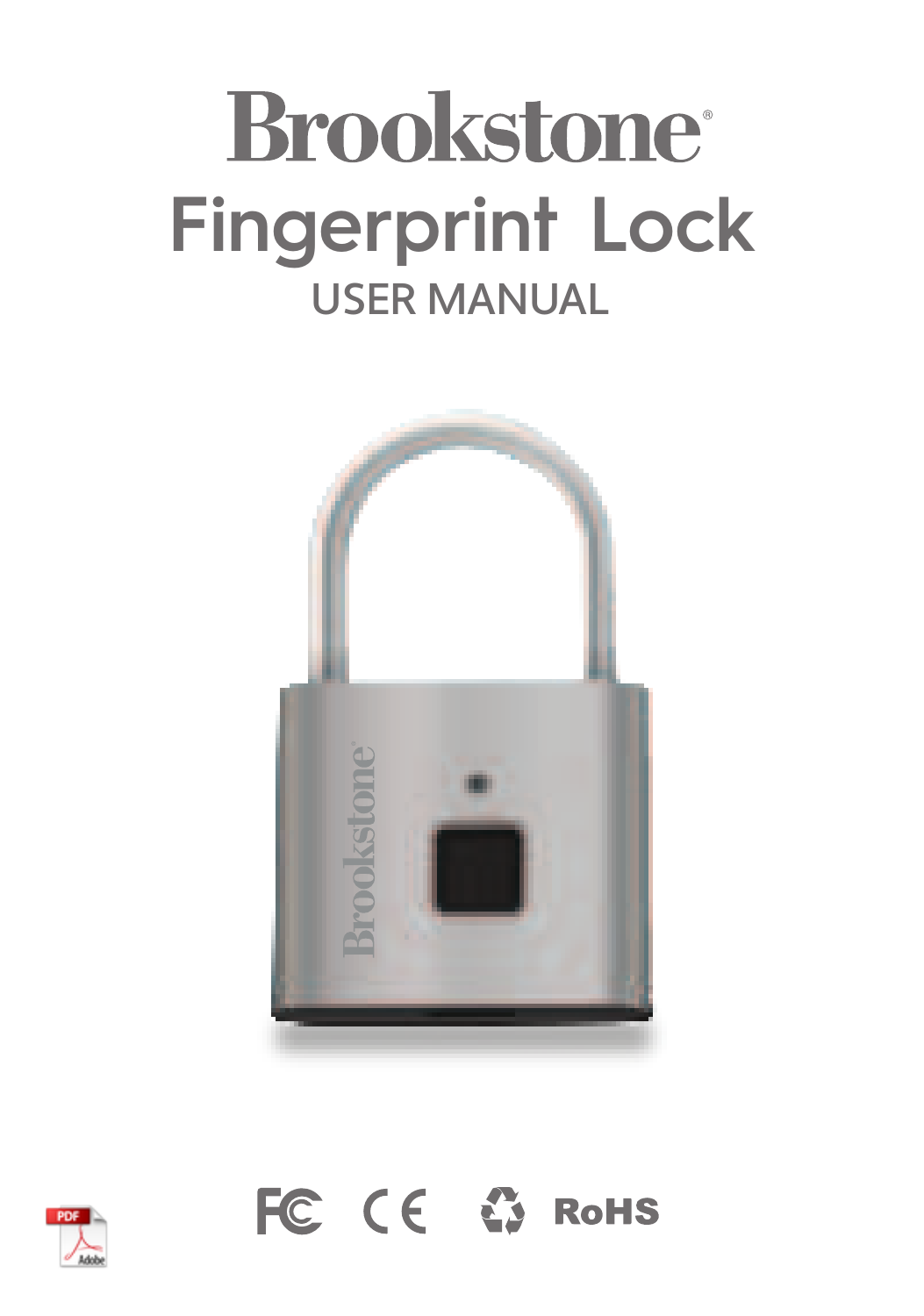# Brookstone®

# Fingerprint Lock

## USER MANUAL

FC CE RoHS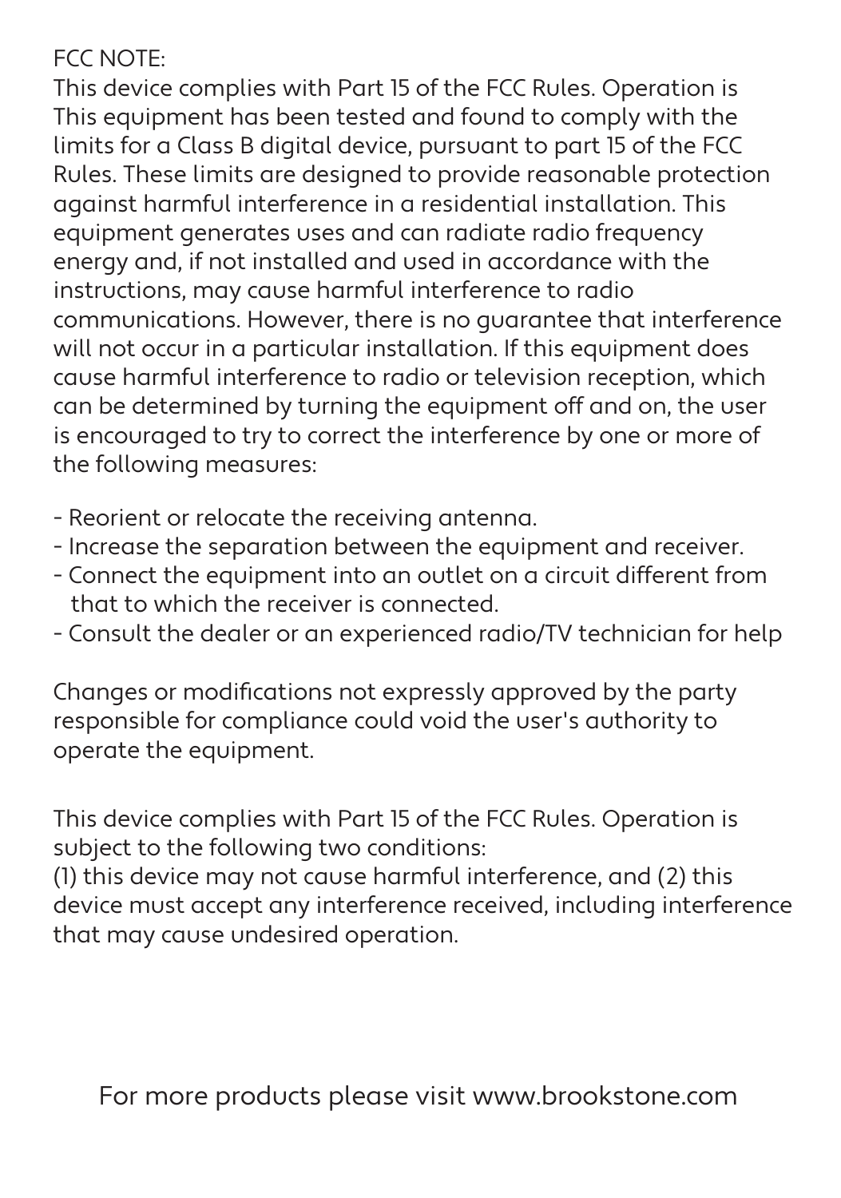FCC NOTE:

This device complies with Part 15 of the FCC Rules. Operation is This equipment has been tested and found to comply with the limits for a Class B digital device, pursuant to part 15 of the FCC Rules. These limits are designed to provide reasonable protection against harmful interference in a residential installation. This equipment generates uses and can radiate radio frequency energy and, if not installed and used in accordance with the instructions, may cause harmful interference to radio communications. However, there is no guarantee that interference will not occur in a particular installation. If this equipment does cause harmful interference to radio or television reception, which can be determined by turning the equipment off and on, the user is encouraged to try to correct the interference by one or more of the following measures:

- Reorient or relocate the receiving antenna.
- Increase the separation between the equipment and receiver.
- Connect the equipment into an outlet on a circuit different from that to which the receiver is connected.
- Consult the dealer or an experienced radio/TV technician for help

Changes or modifications not expressly approved by the party responsible for compliance could void the user's authority to operate the equipment.

This device complies with Part 15 of the FCC Rules. Operation is subject to the following two conditions:
(1) this device may not cause harmful interference, and (2) this device must accept any interference received, including interference that may cause undesired operation.

For more products please visit www.brookstone.com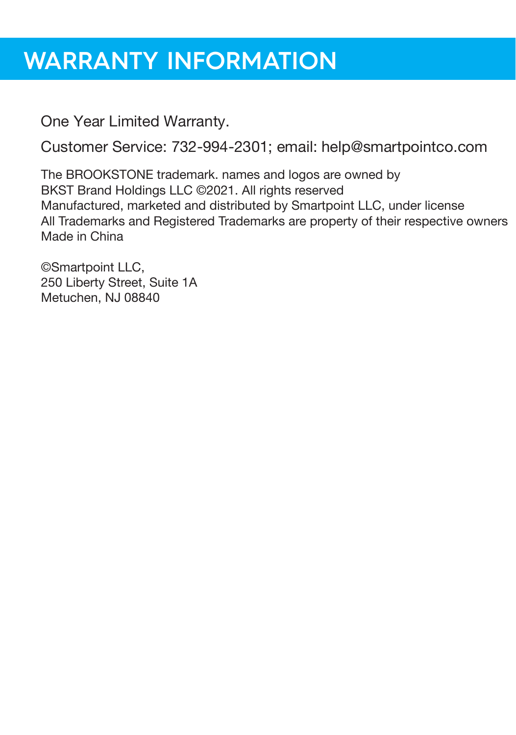# WARRANTY INFORMATION

One Year Limited Warranty.

Customer Service: 732-994-2301; email: help@smartpointco.com

The BROOKSTONE trademark. names and logos are owned by
BKST Brand Holdings LLC ©2021. All rights reserved
Manufactured, marketed and distributed by Smartpoint LLC, under license
All Trademarks and Registered Trademarks are property of their respective owners
Made in China

©Smartpoint LLC,
250 Liberty Street, Suite 1A
Metuchen, NJ 08840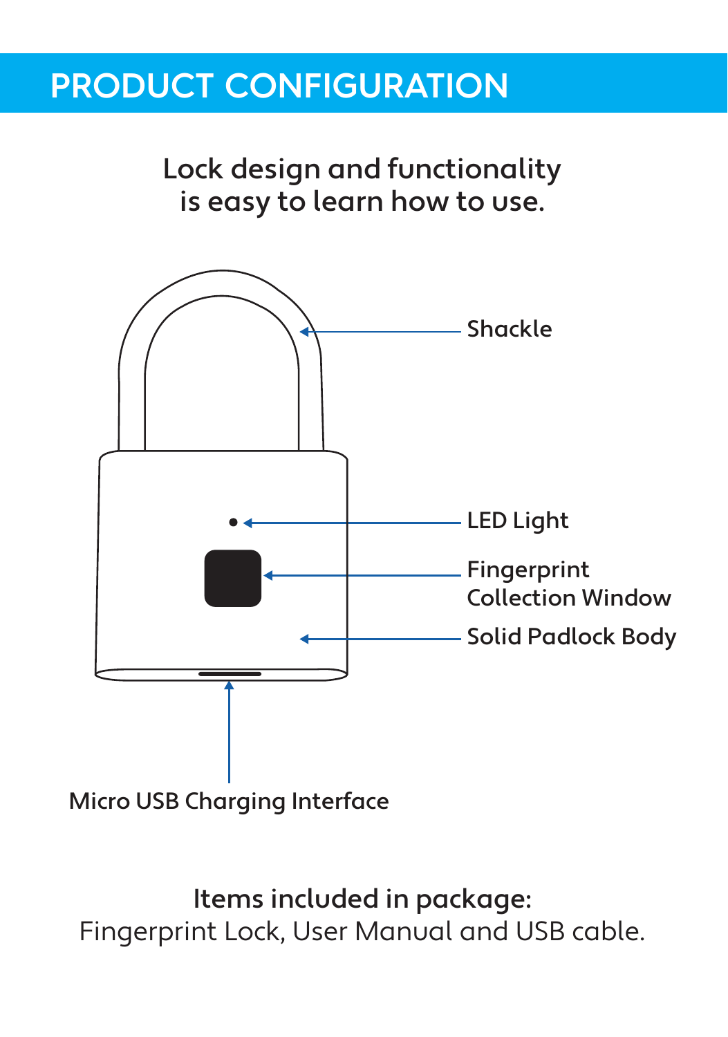# PRODUCT CONFIGURATION

Lock design and functionality is easy to learn how to use.

Shackle

LED Light

Fingerprint Collection Window

Solid Padlock Body

Micro USB Charging Interface

**Items included in package:**
Fingerprint Lock, User Manual and USB cable.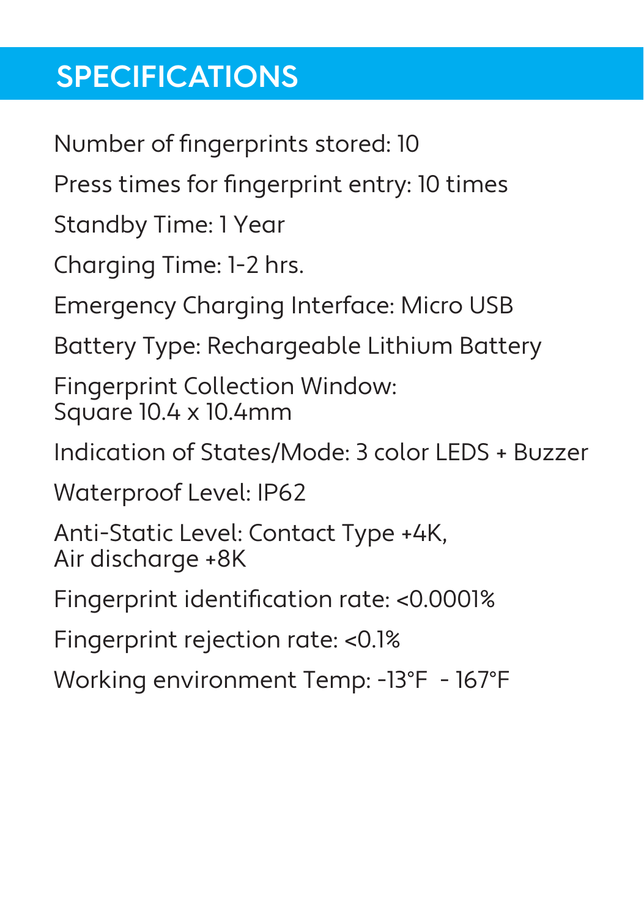# SPECIFICATIONS

Number of fingerprints stored: 10

Press times for fingerprint entry: 10 times

Standby Time: 1 Year

Charging Time: 1-2 hrs.

Emergency Charging Interface: Micro USB

Battery Type: Rechargeable Lithium Battery

Fingerprint Collection Window:
Square 10.4 x 10.4mm

Indication of States/Mode: 3 color LEDS + Buzzer

Waterproof Level: IP62

Anti-Static Level: Contact Type +4K,
Air discharge +8K

Fingerprint identification rate: <0.0001%

Fingerprint rejection rate: <0.1%

Working environment Temp: -13°F - 167°F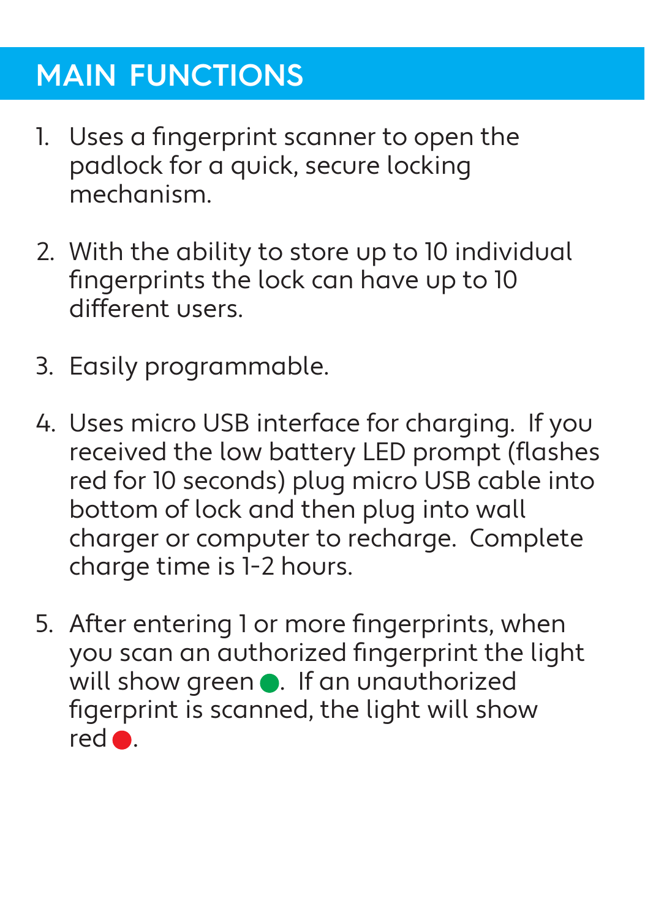## MAIN FUNCTIONS

1. Uses a fingerprint scanner to open the padlock for a quick, secure locking mechanism.

2. With the ability to store up to 10 individual fingerprints the lock can have up to 10 different users.

3. Easily programmable.

4. Uses micro USB interface for charging. If you received the low battery LED prompt (flashes red for 10 seconds) plug micro USB cable into bottom of lock and then plug into wall charger or computer to recharge. Complete charge time is 1-2 hours.

5. After entering 1 or more fingerprints, when you scan an authorized fingerprint the light will show green ●. If an unauthorized figerprint is scanned, the light will show red ●.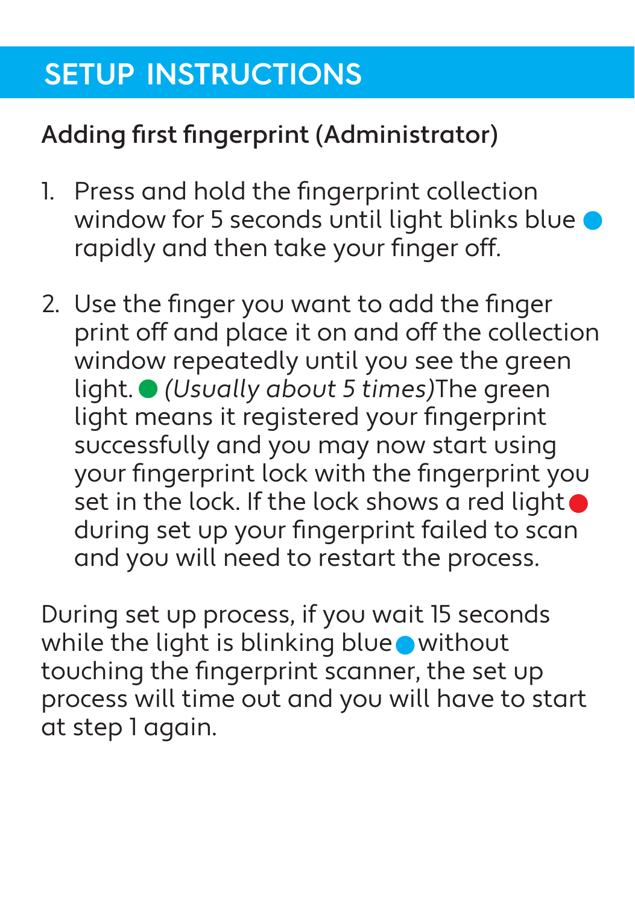# SETUP INSTRUCTIONS

## Adding first fingerprint (Administrator)

1. Press and hold the fingerprint collection window for 5 seconds until light blinks blue ● rapidly and then take your finger off.

2. Use the finger you want to add the finger print off and place it on and off the collection window repeatedly until you see the green light. ● *(Usually about 5 times)*The green light means it registered your fingerprint successfully and you may now start using your fingerprint lock with the fingerprint you set in the lock. If the lock shows a red light ● during set up your fingerprint failed to scan and you will need to restart the process.

During set up process, if you wait 15 seconds while the light is blinking blue ● without touching the fingerprint scanner, the set up process will time out and you will have to start at step 1 again.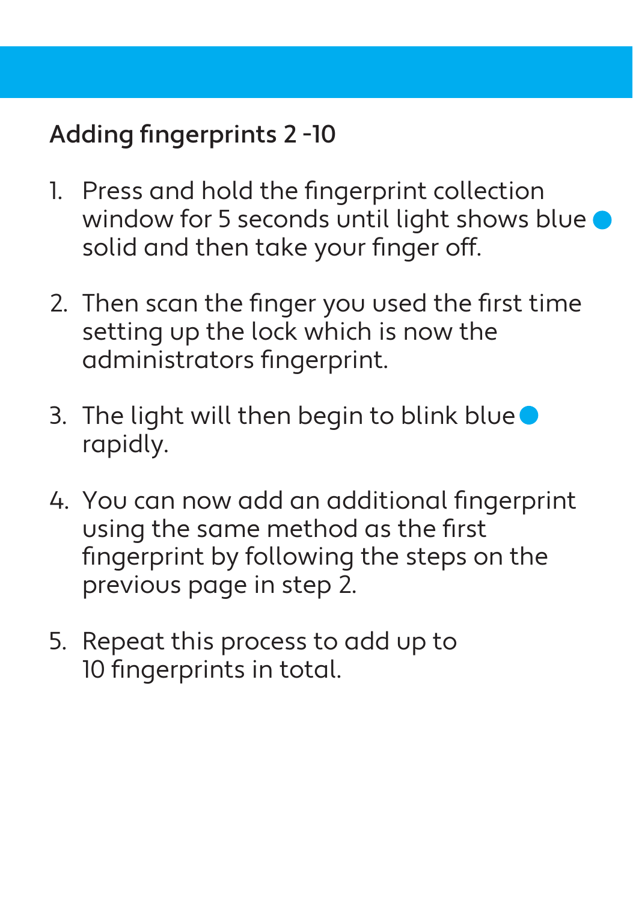## Adding fingerprints 2 -10

1. Press and hold the fingerprint collection window for 5 seconds until light shows blue solid and then take your finger off.

2. Then scan the finger you used the first time setting up the lock which is now the administrators fingerprint.

3. The light will then begin to blink blue rapidly.

4. You can now add an additional fingerprint using the same method as the first fingerprint by following the steps on the previous page in step 2.

5. Repeat this process to add up to 10 fingerprints in total.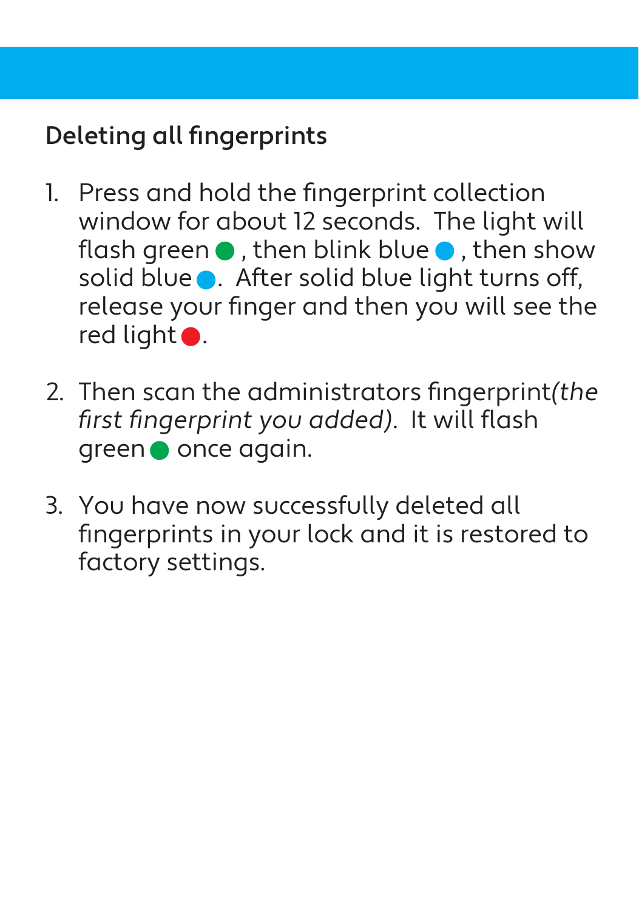## Deleting all fingerprints

1. Press and hold the fingerprint collection window for about 12 seconds. The light will flash green ●, then blink blue ●, then show solid blue ●. After solid blue light turns off, release your finger and then you will see the red light ●.

2. Then scan the administrators fingerprint *(the first fingerprint you added)*. It will flash green ● once again.

3. You have now successfully deleted all fingerprints in your lock and it is restored to factory settings.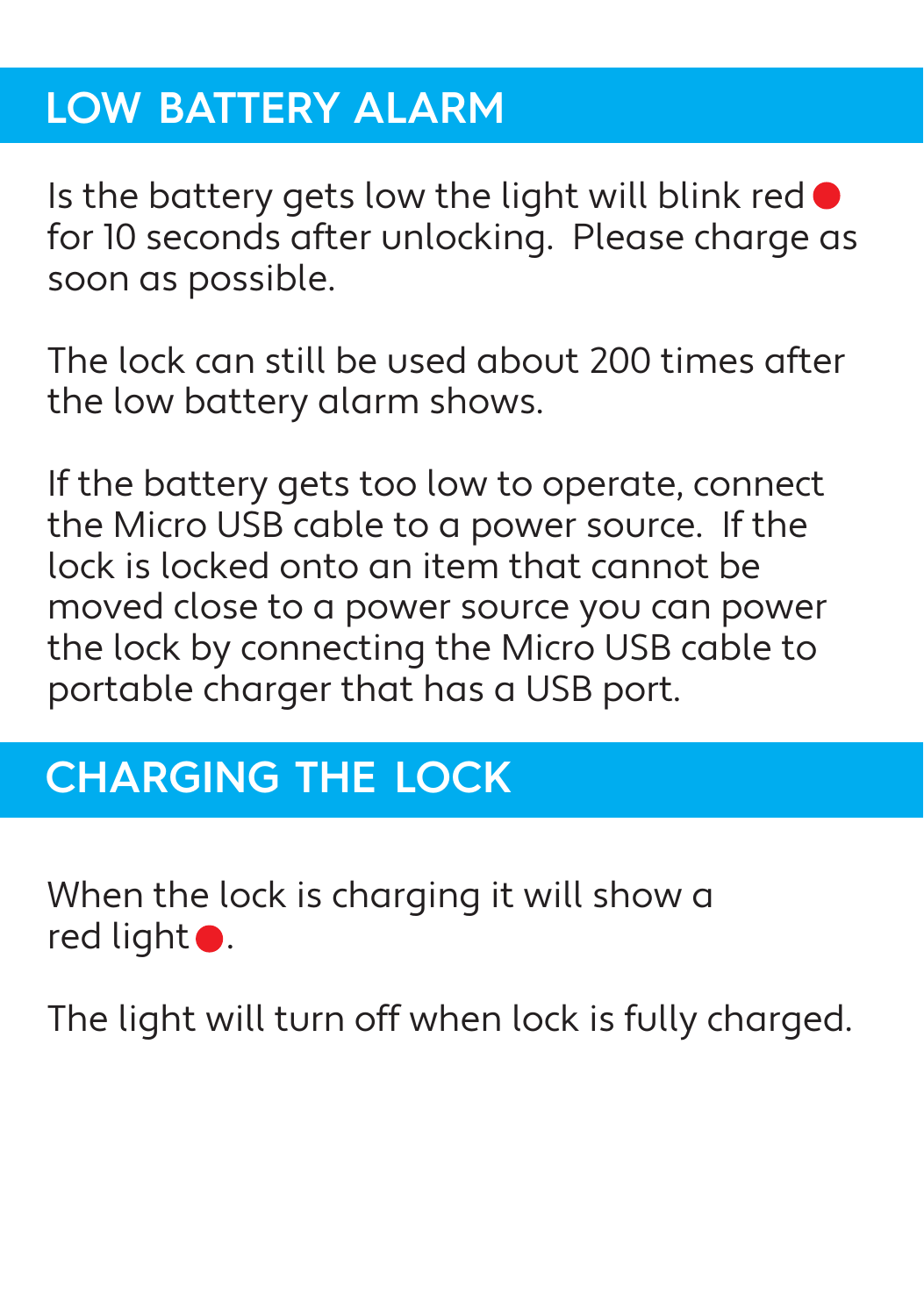## LOW BATTERY ALARM

Is the battery gets low the light will blink red ● for 10 seconds after unlocking. Please charge as soon as possible.

The lock can still be used about 200 times after the low battery alarm shows.

If the battery gets too low to operate, connect the Micro USB cable to a power source. If the lock is locked onto an item that cannot be moved close to a power source you can power the lock by connecting the Micro USB cable to portable charger that has a USB port.

## CHARGING THE LOCK

When the lock is charging it will show a red light ●.

The light will turn off when lock is fully charged.